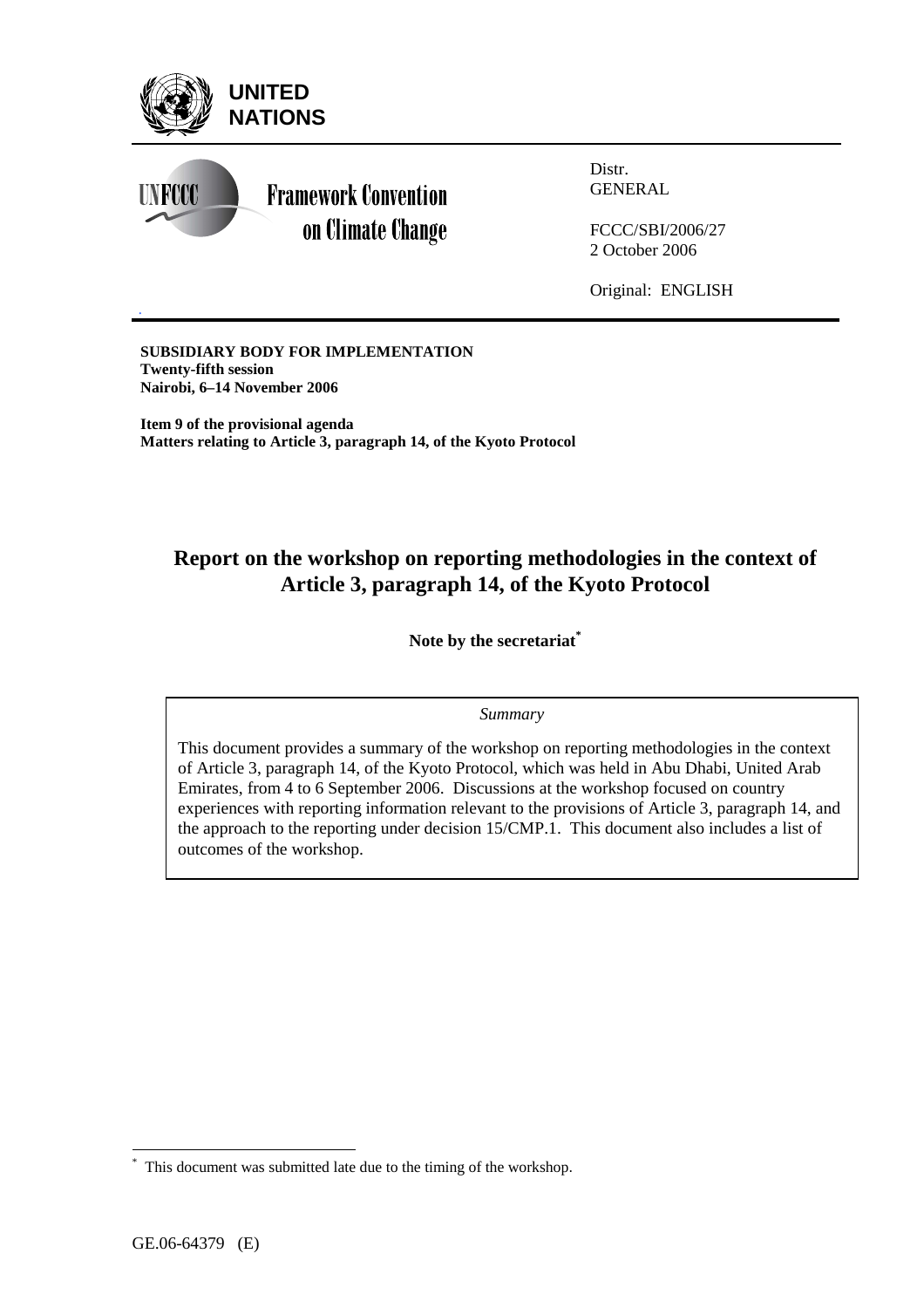UNITED NATIONS

Framework Convention on Climate Change

Distr.
GENERAL

FCCC/SBI/2006/27
2 October 2006

Original: ENGLISH

**SUBSIDIARY BODY FOR IMPLEMENTATION**
**Twenty-fifth session**
**Nairobi, 6–14 November 2006**

**Item 9 of the provisional agenda**
**Matters relating to Article 3, paragraph 14, of the Kyoto Protocol**

# Report on the workshop on reporting methodologies in the context of Article 3, paragraph 14, of the Kyoto Protocol

**Note by the secretariat***

*Summary*

This document provides a summary of the workshop on reporting methodologies in the context of Article 3, paragraph 14, of the Kyoto Protocol, which was held in Abu Dhabi, United Arab Emirates, from 4 to 6 September 2006. Discussions at the workshop focused on country experiences with reporting information relevant to the provisions of Article 3, paragraph 14, and the approach to the reporting under decision 15/CMP.1. This document also includes a list of outcomes of the workshop.

\* This document was submitted late due to the timing of the workshop.

GE.06-64379 (E)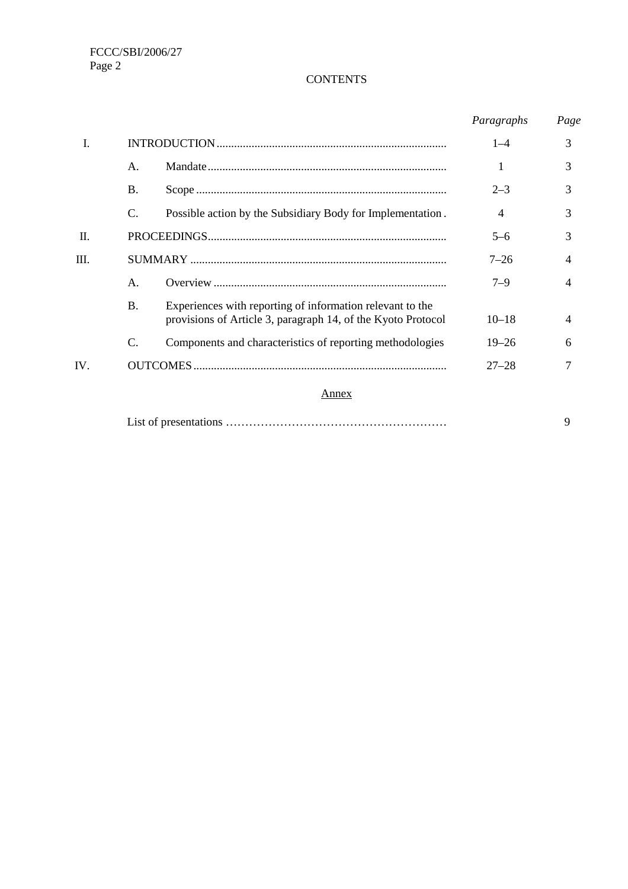CONTENTS

| | | | *Paragraphs* | *Page* |
|---|---|---|---|---|
| I. | INTRODUCTION | | 1–4 | 3 |
| | A. | Mandate | 1 | 3 |
| | B. | Scope | 2–3 | 3 |
| | C. | Possible action by the Subsidiary Body for Implementation | 4 | 3 |
| II. | PROCEEDINGS | | 5–6 | 3 |
| III. | SUMMARY | | 7–26 | 4 |
| | A. | Overview | 7–9 | 4 |
| | B. | Experiences with reporting of information relevant to the provisions of Article 3, paragraph 14, of the Kyoto Protocol | 10–18 | 4 |
| | C. | Components and characteristics of reporting methodologies | 19–26 | 6 |
| IV. | OUTCOMES | | 27–28 | 7 |

Annex

| | | |
|---|---|---|
| List of presentations | | 9 |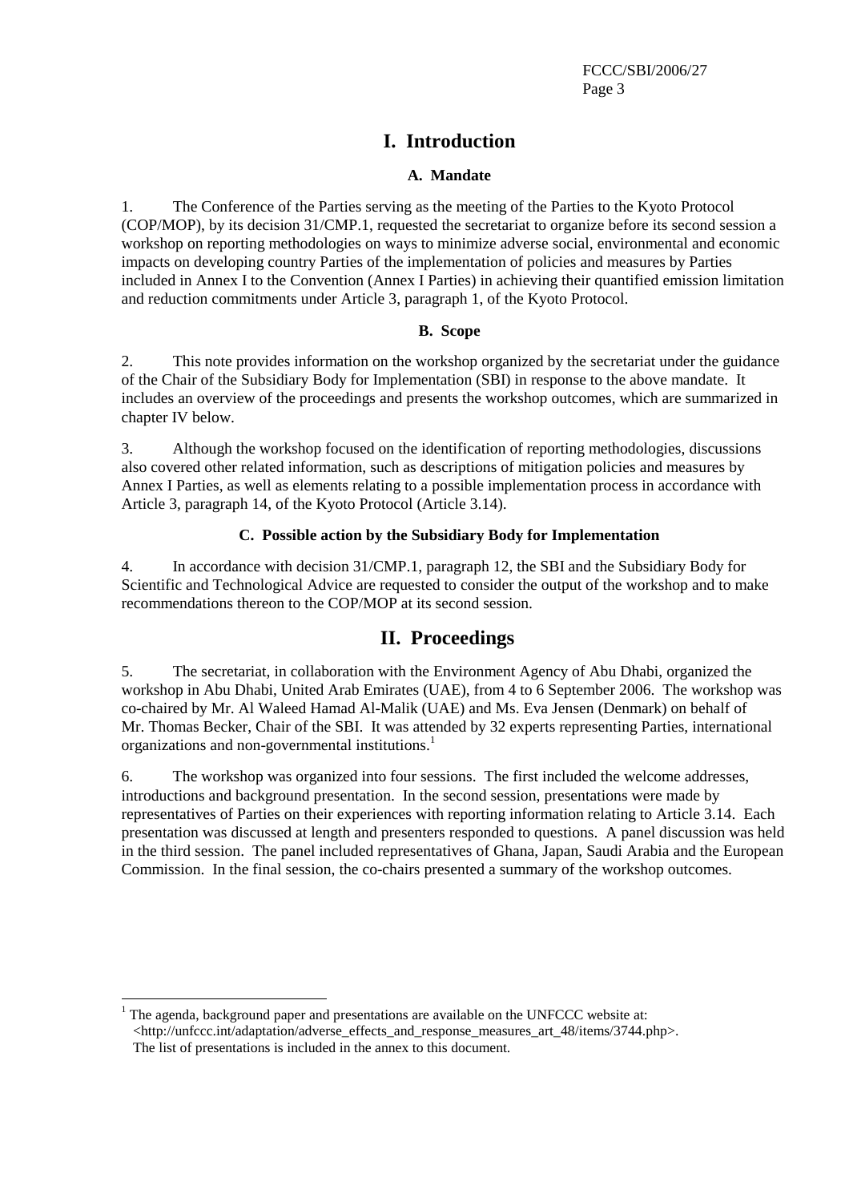# I. Introduction

## A. Mandate

1. The Conference of the Parties serving as the meeting of the Parties to the Kyoto Protocol (COP/MOP), by its decision 31/CMP.1, requested the secretariat to organize before its second session a workshop on reporting methodologies on ways to minimize adverse social, environmental and economic impacts on developing country Parties of the implementation of policies and measures by Parties included in Annex I to the Convention (Annex I Parties) in achieving their quantified emission limitation and reduction commitments under Article 3, paragraph 1, of the Kyoto Protocol.

## B. Scope

2. This note provides information on the workshop organized by the secretariat under the guidance of the Chair of the Subsidiary Body for Implementation (SBI) in response to the above mandate. It includes an overview of the proceedings and presents the workshop outcomes, which are summarized in chapter IV below.

3. Although the workshop focused on the identification of reporting methodologies, discussions also covered other related information, such as descriptions of mitigation policies and measures by Annex I Parties, as well as elements relating to a possible implementation process in accordance with Article 3, paragraph 14, of the Kyoto Protocol (Article 3.14).

## C. Possible action by the Subsidiary Body for Implementation

4. In accordance with decision 31/CMP.1, paragraph 12, the SBI and the Subsidiary Body for Scientific and Technological Advice are requested to consider the output of the workshop and to make recommendations thereon to the COP/MOP at its second session.

# II. Proceedings

5. The secretariat, in collaboration with the Environment Agency of Abu Dhabi, organized the workshop in Abu Dhabi, United Arab Emirates (UAE), from 4 to 6 September 2006. The workshop was co-chaired by Mr. Al Waleed Hamad Al-Malik (UAE) and Ms. Eva Jensen (Denmark) on behalf of Mr. Thomas Becker, Chair of the SBI. It was attended by 32 experts representing Parties, international organizations and non-governmental institutions.[1]

6. The workshop was organized into four sessions. The first included the welcome addresses, introductions and background presentation. In the second session, presentations were made by representatives of Parties on their experiences with reporting information relating to Article 3.14. Each presentation was discussed at length and presenters responded to questions. A panel discussion was held in the third session. The panel included representatives of Ghana, Japan, Saudi Arabia and the European Commission. In the final session, the co-chairs presented a summary of the workshop outcomes.

---

[1] The agenda, background paper and presentations are available on the UNFCCC website at: <http://unfccc.int/adaptation/adverse_effects_and_response_measures_art_48/items/3744.php>. The list of presentations is included in the annex to this document.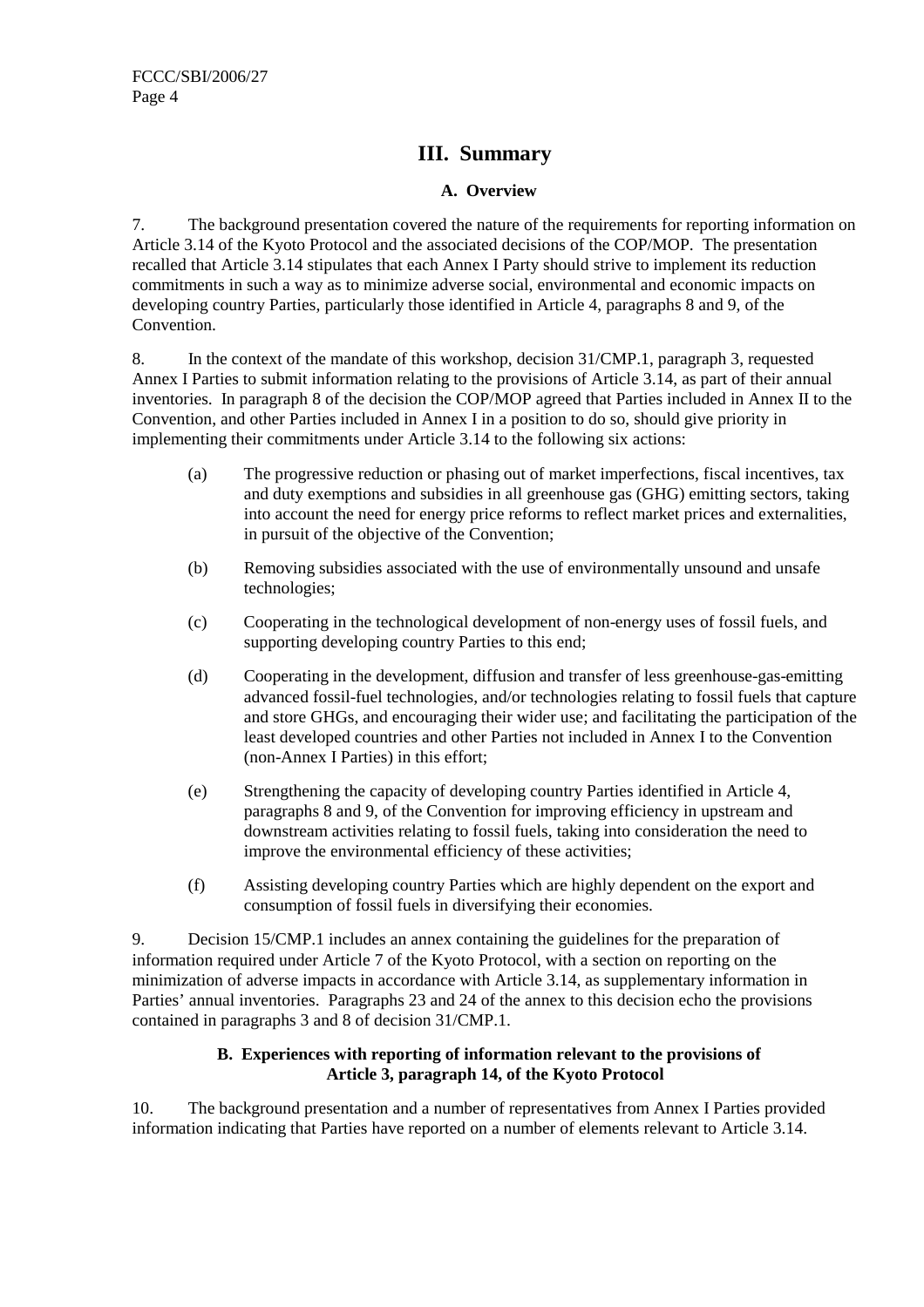## III. Summary

### A. Overview

7. The background presentation covered the nature of the requirements for reporting information on Article 3.14 of the Kyoto Protocol and the associated decisions of the COP/MOP. The presentation recalled that Article 3.14 stipulates that each Annex I Party should strive to implement its reduction commitments in such a way as to minimize adverse social, environmental and economic impacts on developing country Parties, particularly those identified in Article 4, paragraphs 8 and 9, of the Convention.

8. In the context of the mandate of this workshop, decision 31/CMP.1, paragraph 3, requested Annex I Parties to submit information relating to the provisions of Article 3.14, as part of their annual inventories. In paragraph 8 of the decision the COP/MOP agreed that Parties included in Annex II to the Convention, and other Parties included in Annex I in a position to do so, should give priority in implementing their commitments under Article 3.14 to the following six actions:

(a) The progressive reduction or phasing out of market imperfections, fiscal incentives, tax and duty exemptions and subsidies in all greenhouse gas (GHG) emitting sectors, taking into account the need for energy price reforms to reflect market prices and externalities, in pursuit of the objective of the Convention;

(b) Removing subsidies associated with the use of environmentally unsound and unsafe technologies;

(c) Cooperating in the technological development of non-energy uses of fossil fuels, and supporting developing country Parties to this end;

(d) Cooperating in the development, diffusion and transfer of less greenhouse-gas-emitting advanced fossil-fuel technologies, and/or technologies relating to fossil fuels that capture and store GHGs, and encouraging their wider use; and facilitating the participation of the least developed countries and other Parties not included in Annex I to the Convention (non-Annex I Parties) in this effort;

(e) Strengthening the capacity of developing country Parties identified in Article 4, paragraphs 8 and 9, of the Convention for improving efficiency in upstream and downstream activities relating to fossil fuels, taking into consideration the need to improve the environmental efficiency of these activities;

(f) Assisting developing country Parties which are highly dependent on the export and consumption of fossil fuels in diversifying their economies.

9. Decision 15/CMP.1 includes an annex containing the guidelines for the preparation of information required under Article 7 of the Kyoto Protocol, with a section on reporting on the minimization of adverse impacts in accordance with Article 3.14, as supplementary information in Parties' annual inventories. Paragraphs 23 and 24 of the annex to this decision echo the provisions contained in paragraphs 3 and 8 of decision 31/CMP.1.

### B. Experiences with reporting of information relevant to the provisions of Article 3, paragraph 14, of the Kyoto Protocol

10. The background presentation and a number of representatives from Annex I Parties provided information indicating that Parties have reported on a number of elements relevant to Article 3.14.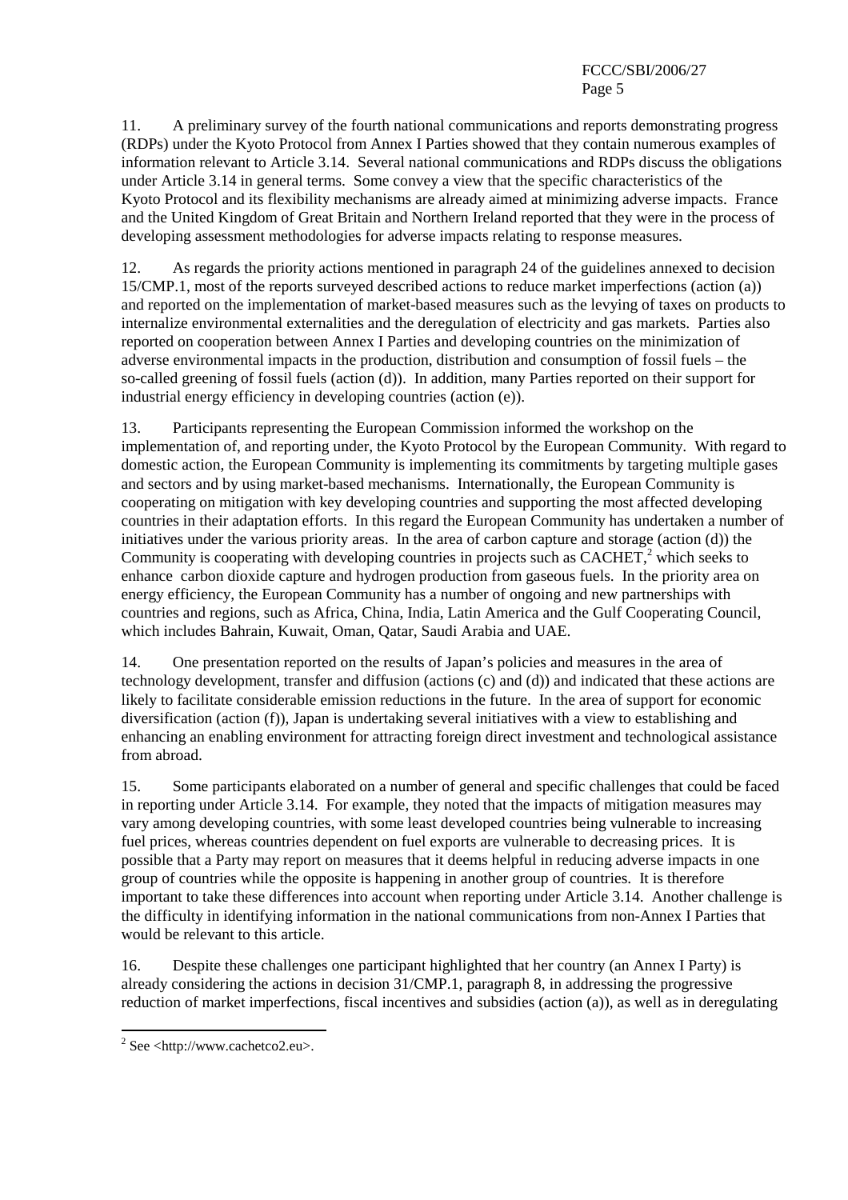11. A preliminary survey of the fourth national communications and reports demonstrating progress (RDPs) under the Kyoto Protocol from Annex I Parties showed that they contain numerous examples of information relevant to Article 3.14. Several national communications and RDPs discuss the obligations under Article 3.14 in general terms. Some convey a view that the specific characteristics of the Kyoto Protocol and its flexibility mechanisms are already aimed at minimizing adverse impacts. France and the United Kingdom of Great Britain and Northern Ireland reported that they were in the process of developing assessment methodologies for adverse impacts relating to response measures.

12. As regards the priority actions mentioned in paragraph 24 of the guidelines annexed to decision 15/CMP.1, most of the reports surveyed described actions to reduce market imperfections (action (a)) and reported on the implementation of market-based measures such as the levying of taxes on products to internalize environmental externalities and the deregulation of electricity and gas markets. Parties also reported on cooperation between Annex I Parties and developing countries on the minimization of adverse environmental impacts in the production, distribution and consumption of fossil fuels – the so-called greening of fossil fuels (action (d)). In addition, many Parties reported on their support for industrial energy efficiency in developing countries (action (e)).

13. Participants representing the European Commission informed the workshop on the implementation of, and reporting under, the Kyoto Protocol by the European Community. With regard to domestic action, the European Community is implementing its commitments by targeting multiple gases and sectors and by using market-based mechanisms. Internationally, the European Community is cooperating on mitigation with key developing countries and supporting the most affected developing countries in their adaptation efforts. In this regard the European Community has undertaken a number of initiatives under the various priority areas. In the area of carbon capture and storage (action (d)) the Community is cooperating with developing countries in projects such as CACHET,[2] which seeks to enhance carbon dioxide capture and hydrogen production from gaseous fuels. In the priority area on energy efficiency, the European Community has a number of ongoing and new partnerships with countries and regions, such as Africa, China, India, Latin America and the Gulf Cooperating Council, which includes Bahrain, Kuwait, Oman, Qatar, Saudi Arabia and UAE.

14. One presentation reported on the results of Japan's policies and measures in the area of technology development, transfer and diffusion (actions (c) and (d)) and indicated that these actions are likely to facilitate considerable emission reductions in the future. In the area of support for economic diversification (action (f)), Japan is undertaking several initiatives with a view to establishing and enhancing an enabling environment for attracting foreign direct investment and technological assistance from abroad.

15. Some participants elaborated on a number of general and specific challenges that could be faced in reporting under Article 3.14. For example, they noted that the impacts of mitigation measures may vary among developing countries, with some least developed countries being vulnerable to increasing fuel prices, whereas countries dependent on fuel exports are vulnerable to decreasing prices. It is possible that a Party may report on measures that it deems helpful in reducing adverse impacts in one group of countries while the opposite is happening in another group of countries. It is therefore important to take these differences into account when reporting under Article 3.14. Another challenge is the difficulty in identifying information in the national communications from non-Annex I Parties that would be relevant to this article.

16. Despite these challenges one participant highlighted that her country (an Annex I Party) is already considering the actions in decision 31/CMP.1, paragraph 8, in addressing the progressive reduction of market imperfections, fiscal incentives and subsidies (action (a)), as well as in deregulating

[2] See <http://www.cachetco2.eu>.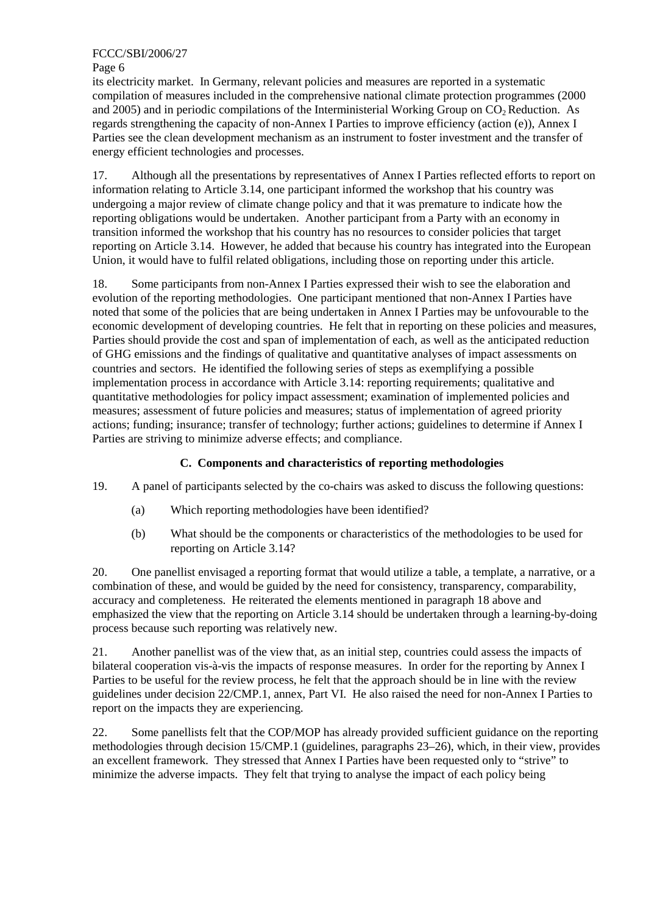its electricity market. In Germany, relevant policies and measures are reported in a systematic compilation of measures included in the comprehensive national climate protection programmes (2000 and 2005) and in periodic compilations of the Interministerial Working Group on $CO_2$ Reduction. As regards strengthening the capacity of non-Annex I Parties to improve efficiency (action (e)), Annex I Parties see the clean development mechanism as an instrument to foster investment and the transfer of energy efficient technologies and processes.

17. Although all the presentations by representatives of Annex I Parties reflected efforts to report on information relating to Article 3.14, one participant informed the workshop that his country was undergoing a major review of climate change policy and that it was premature to indicate how the reporting obligations would be undertaken. Another participant from a Party with an economy in transition informed the workshop that his country has no resources to consider policies that target reporting on Article 3.14. However, he added that because his country has integrated into the European Union, it would have to fulfil related obligations, including those on reporting under this article.

18. Some participants from non-Annex I Parties expressed their wish to see the elaboration and evolution of the reporting methodologies. One participant mentioned that non-Annex I Parties have noted that some of the policies that are being undertaken in Annex I Parties may be unfavourable to the economic development of developing countries. He felt that in reporting on these policies and measures, Parties should provide the cost and span of implementation of each, as well as the anticipated reduction of GHG emissions and the findings of qualitative and quantitative analyses of impact assessments on countries and sectors. He identified the following series of steps as exemplifying a possible implementation process in accordance with Article 3.14: reporting requirements; qualitative and quantitative methodologies for policy impact assessment; examination of implemented policies and measures; assessment of future policies and measures; status of implementation of agreed priority actions; funding; insurance; transfer of technology; further actions; guidelines to determine if Annex I Parties are striving to minimize adverse effects; and compliance.

### C. Components and characteristics of reporting methodologies

19. A panel of participants selected by the co-chairs was asked to discuss the following questions:

(a) Which reporting methodologies have been identified?

(b) What should be the components or characteristics of the methodologies to be used for reporting on Article 3.14?

20. One panellist envisaged a reporting format that would utilize a table, a template, a narrative, or a combination of these, and would be guided by the need for consistency, transparency, comparability, accuracy and completeness. He reiterated the elements mentioned in paragraph 18 above and emphasized the view that the reporting on Article 3.14 should be undertaken through a learning-by-doing process because such reporting was relatively new.

21. Another panellist was of the view that, as an initial step, countries could assess the impacts of bilateral cooperation vis-à-vis the impacts of response measures. In order for the reporting by Annex I Parties to be useful for the review process, he felt that the approach should be in line with the review guidelines under decision 22/CMP.1, annex, Part VI. He also raised the need for non-Annex I Parties to report on the impacts they are experiencing.

22. Some panellists felt that the COP/MOP has already provided sufficient guidance on the reporting methodologies through decision 15/CMP.1 (guidelines, paragraphs 23–26), which, in their view, provides an excellent framework. They stressed that Annex I Parties have been requested only to "strive" to minimize the adverse impacts. They felt that trying to analyse the impact of each policy being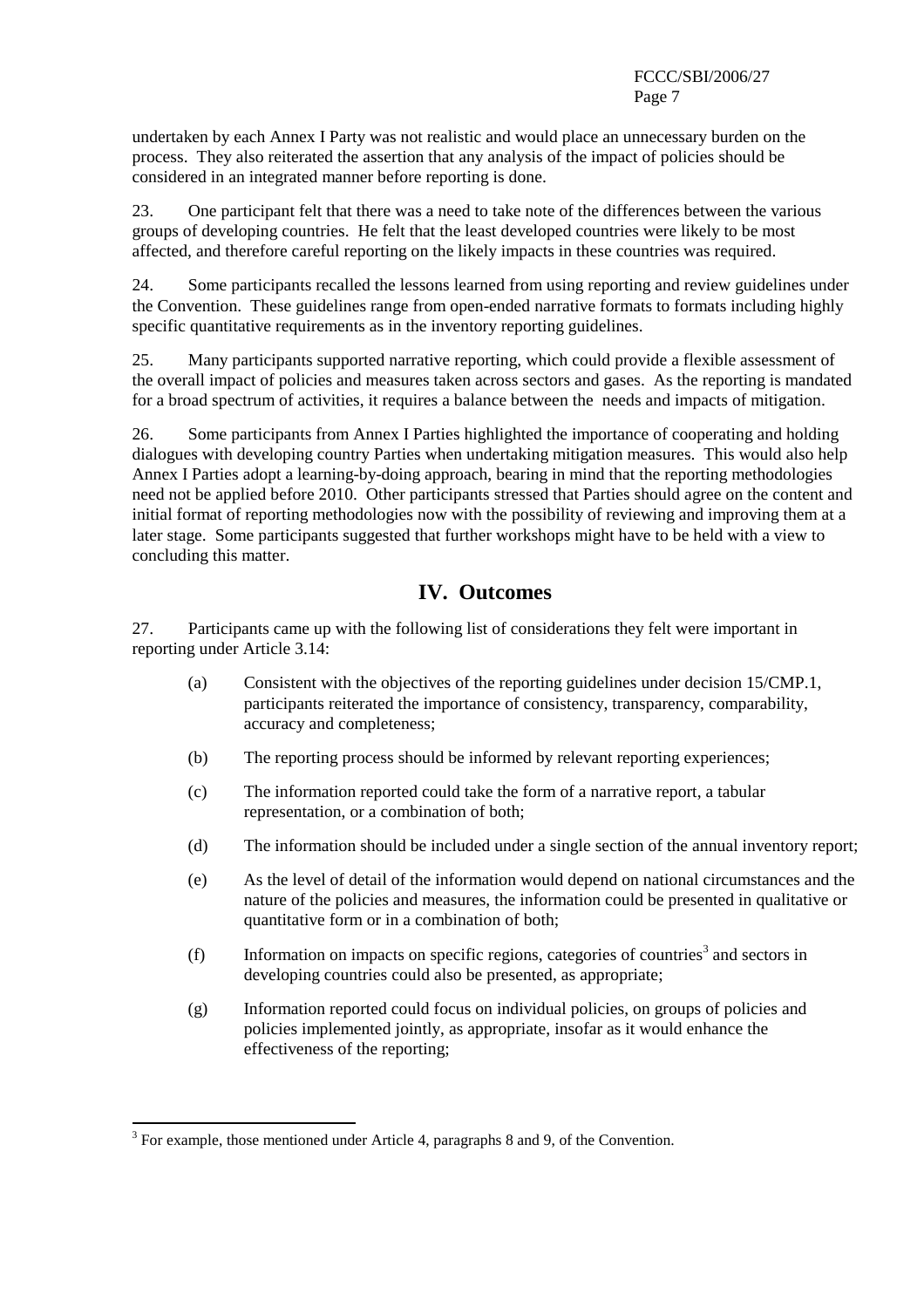undertaken by each Annex I Party was not realistic and would place an unnecessary burden on the process. They also reiterated the assertion that any analysis of the impact of policies should be considered in an integrated manner before reporting is done.

23. One participant felt that there was a need to take note of the differences between the various groups of developing countries. He felt that the least developed countries were likely to be most affected, and therefore careful reporting on the likely impacts in these countries was required.

24. Some participants recalled the lessons learned from using reporting and review guidelines under the Convention. These guidelines range from open-ended narrative formats to formats including highly specific quantitative requirements as in the inventory reporting guidelines.

25. Many participants supported narrative reporting, which could provide a flexible assessment of the overall impact of policies and measures taken across sectors and gases. As the reporting is mandated for a broad spectrum of activities, it requires a balance between the needs and impacts of mitigation.

26. Some participants from Annex I Parties highlighted the importance of cooperating and holding dialogues with developing country Parties when undertaking mitigation measures. This would also help Annex I Parties adopt a learning-by-doing approach, bearing in mind that the reporting methodologies need not be applied before 2010. Other participants stressed that Parties should agree on the content and initial format of reporting methodologies now with the possibility of reviewing and improving them at a later stage. Some participants suggested that further workshops might have to be held with a view to concluding this matter.

## IV. Outcomes

27. Participants came up with the following list of considerations they felt were important in reporting under Article 3.14:

(a) Consistent with the objectives of the reporting guidelines under decision 15/CMP.1, participants reiterated the importance of consistency, transparency, comparability, accuracy and completeness;

(b) The reporting process should be informed by relevant reporting experiences;

(c) The information reported could take the form of a narrative report, a tabular representation, or a combination of both;

(d) The information should be included under a single section of the annual inventory report;

(e) As the level of detail of the information would depend on national circumstances and the nature of the policies and measures, the information could be presented in qualitative or quantitative form or in a combination of both;

(f) Information on impacts on specific regions, categories of countries[3] and sectors in developing countries could also be presented, as appropriate;

(g) Information reported could focus on individual policies, on groups of policies and policies implemented jointly, as appropriate, insofar as it would enhance the effectiveness of the reporting;

---

[3] For example, those mentioned under Article 4, paragraphs 8 and 9, of the Convention.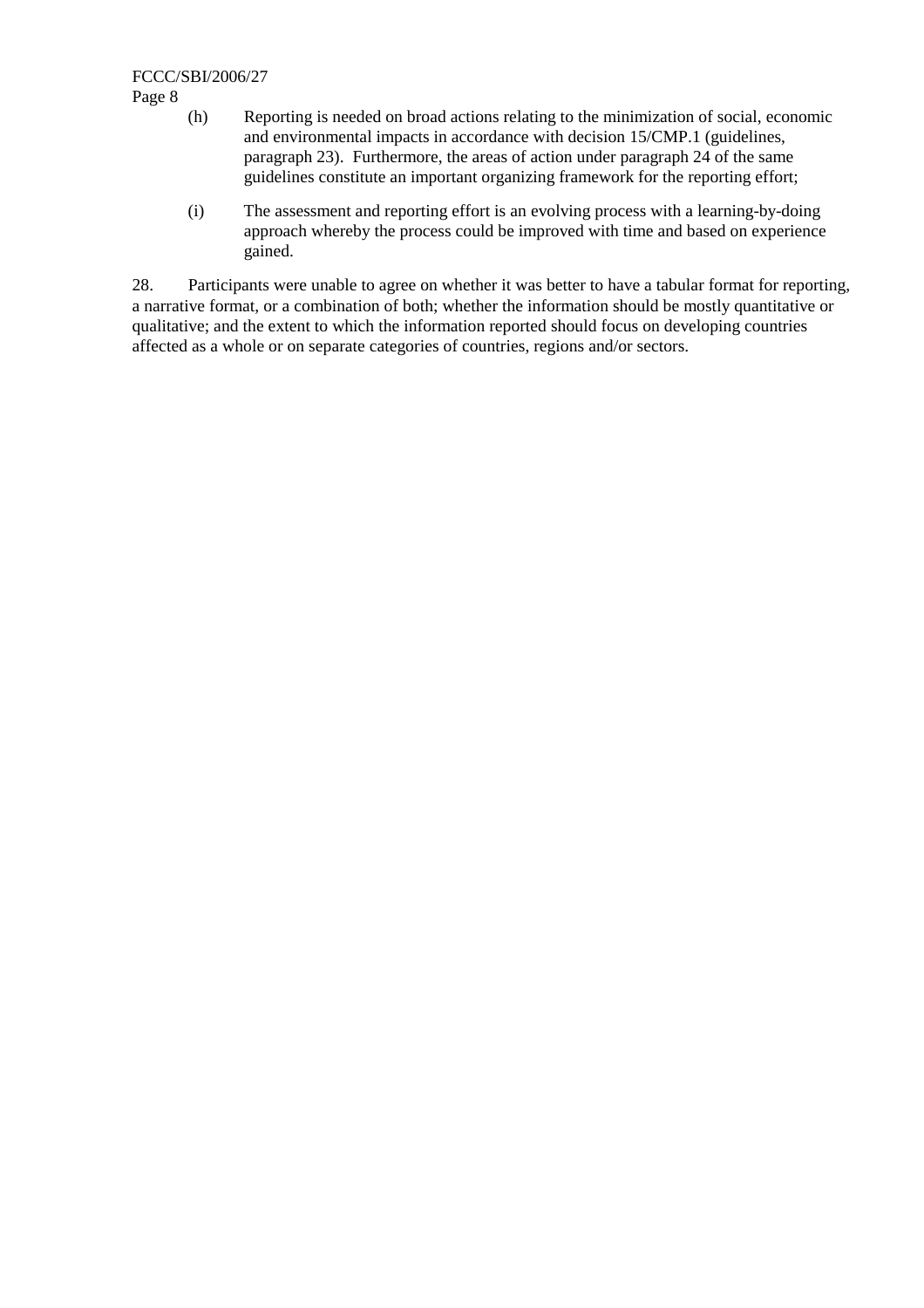(h) Reporting is needed on broad actions relating to the minimization of social, economic and environmental impacts in accordance with decision 15/CMP.1 (guidelines, paragraph 23). Furthermore, the areas of action under paragraph 24 of the same guidelines constitute an important organizing framework for the reporting effort;

(i) The assessment and reporting effort is an evolving process with a learning-by-doing approach whereby the process could be improved with time and based on experience gained.

28. Participants were unable to agree on whether it was better to have a tabular format for reporting, a narrative format, or a combination of both; whether the information should be mostly quantitative or qualitative; and the extent to which the information reported should focus on developing countries affected as a whole or on separate categories of countries, regions and/or sectors.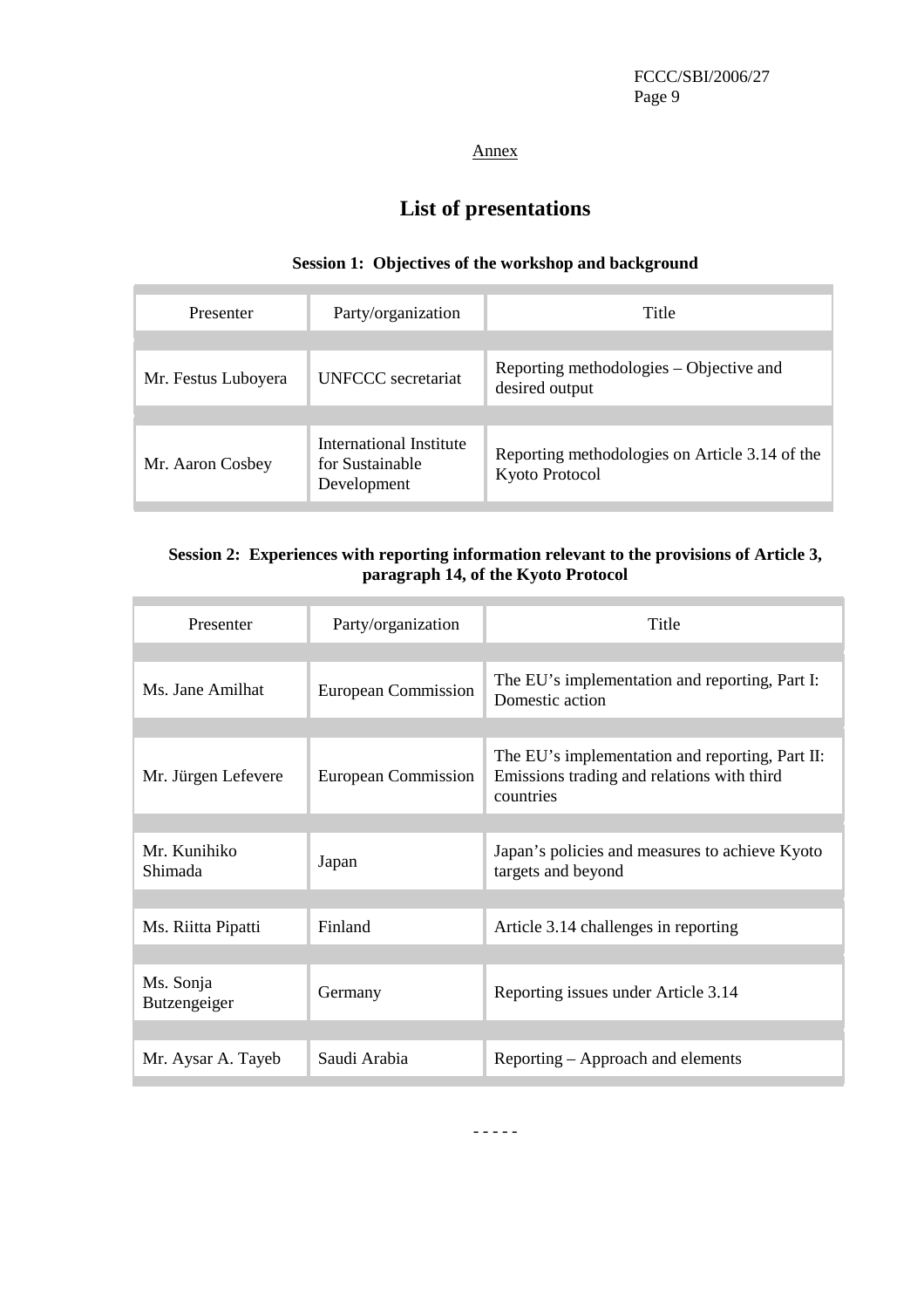Annex

# List of presentations

### Session 1: Objectives of the workshop and background

| Presenter | Party/organization | Title |
|---|---|---|
| Mr. Festus Luboyera | UNFCCC secretariat | Reporting methodologies – Objective and desired output |
| Mr. Aaron Cosbey | International Institute for Sustainable Development | Reporting methodologies on Article 3.14 of the Kyoto Protocol |

### Session 2: Experiences with reporting information relevant to the provisions of Article 3, paragraph 14, of the Kyoto Protocol

| Presenter | Party/organization | Title |
|---|---|---|
| Ms. Jane Amilhat | European Commission | The EU's implementation and reporting, Part I: Domestic action |
| Mr. Jürgen Lefevere | European Commission | The EU's implementation and reporting, Part II: Emissions trading and relations with third countries |
| Mr. Kunihiko Shimada | Japan | Japan's policies and measures to achieve Kyoto targets and beyond |
| Ms. Riitta Pipatti | Finland | Article 3.14 challenges in reporting |
| Ms. Sonja Butzengeiger | Germany | Reporting issues under Article 3.14 |
| Mr. Aysar A. Tayeb | Saudi Arabia | Reporting – Approach and elements |

- - - - -